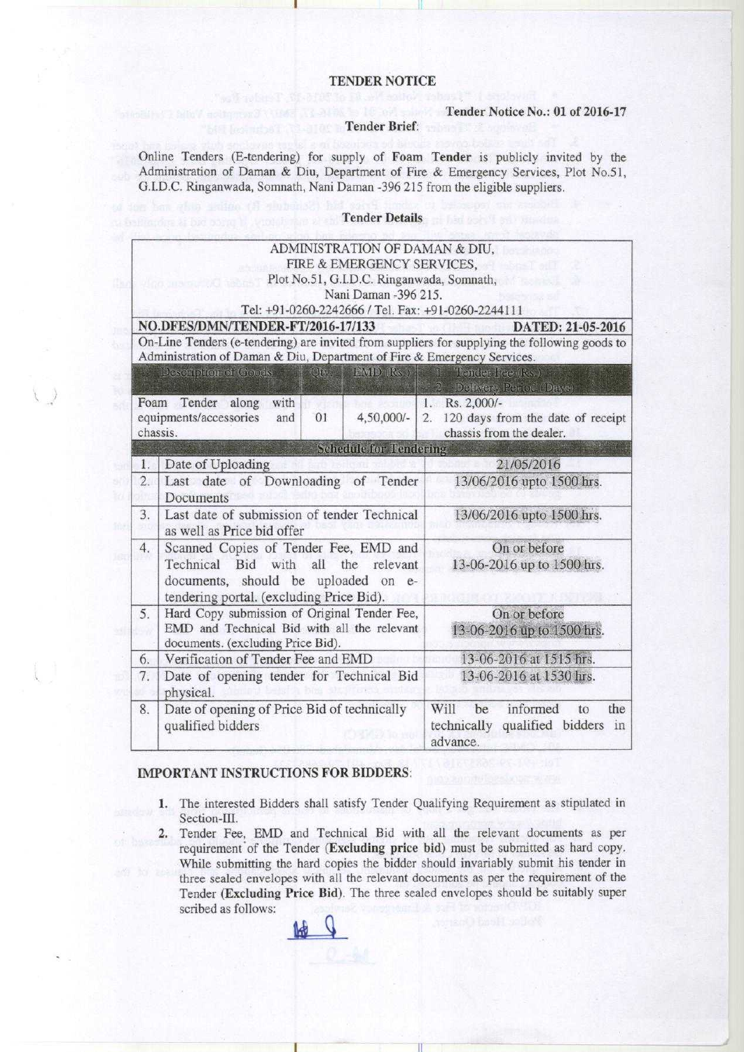# TENDER NOTICE

**Tender Notice No.: 01 of 2016-17**

**Tender Brief**:

Online Tenders (E-tendering) for supply of **Foam Tender** is publicly invited by the Administration of Daman & Diu, Department of Fire & Emergency Services, Plot No.51, G.I.D.C. Ringanwada, Somnath, Nani Daman -396 215 from the eligible suppliers.

**Tender Details**

| ADMINISTRATION OF DAMAN & DIU, FIRE & EMERGENCY SERVICES, Plot No.51, G.I.D.C. Ringanwada, Somnath, Nani Daman -396 215. Tel: +91-0260-2242666 / Tel. Fax: +91-0260-2244111 | | | |
|---|---|---|---|
| **NO.DFES/DMN/TENDER-FT/2016-17/133** | | | **DATED: 21-05-2016** |
| On-Line Tenders (e-tendering) are invited from suppliers for supplying the following goods to Administration of Daman & Diu, Department of Fire & Emergency Services. | | | |
| Description of Goods | Qty. | EMD (Rs.) | 1. Tender Fee (Rs.) 2. Delivery Period (Days) |
| Foam Tender along with equipments/accessories and chassis. | 01 | 4,50,000/- | 1. Rs. 2,000/- 2. 120 days from the date of receipt chassis from the dealer. |

**Schedule for Tendering**

| | | |
|---|---|---|
| 1. | Date of Uploading | 21/05/2016 |
| 2. | Last date of Downloading of Tender Documents | 13/06/2016 upto 1500 hrs. |
| 3. | Last date of submission of tender Technical as well as Price bid offer | 13/06/2016 upto 1500 hrs. |
| 4. | Scanned Copies of Tender Fee, EMD and Technical Bid with all the relevant documents, should be uploaded on e-tendering portal. (excluding Price Bid). | On or before 13-06-2016 up to 1500 hrs. |
| 5. | Hard Copy submission of Original Tender Fee, EMD and Technical Bid with all the relevant documents. (excluding Price Bid). | On or before 13-06-2016 up to 1500 hrs. |
| 6. | Verification of Tender Fee and EMD | 13-06-2016 at 1515 hrs. |
| 7. | Date of opening tender for Technical Bid physical. | 13-06-2016 at 1530 hrs. |
| 8. | Date of opening of Price Bid of technically qualified bidders | Will be informed to the technically qualified bidders in advance. |

## IMPORTANT INSTRUCTIONS FOR BIDDERS:

1. The interested Bidders shall satisfy Tender Qualifying Requirement as stipulated in Section-III.
2. Tender Fee, EMD and Technical Bid with all the relevant documents as per requirement of the Tender (**Excluding price bid**) must be submitted as hard copy. While submitting the hard copies the bidder should invariably submit his tender in three sealed envelopes with all the relevant documents as per the requirement of the Tender (**Excluding Price Bid**). The three sealed envelopes should be suitably super scribed as follows: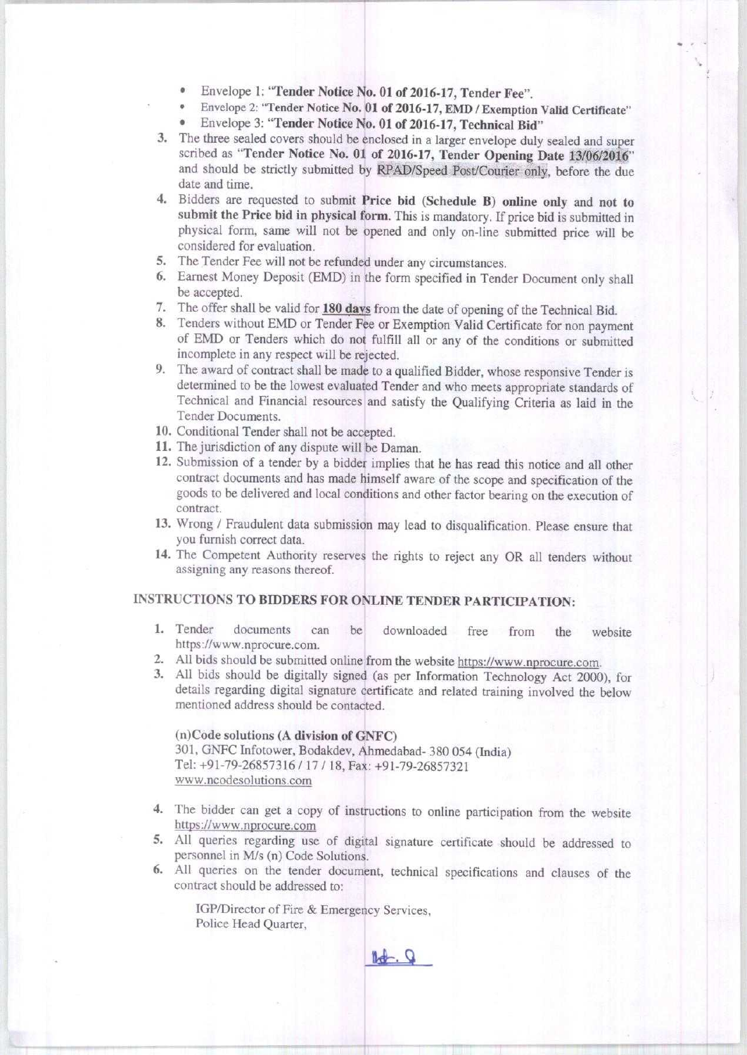- Envelope 1: **"Tender Notice No. 01 of 2016-17, Tender Fee"**.
- Envelope 2: **"Tender Notice No. 01 of 2016-17, EMD / Exemption Valid Certificate"**
- Envelope 3: **"Tender Notice No. 01 of 2016-17, Technical Bid"**

3. The three sealed covers should be enclosed in a larger envelope duly sealed and super scribed as "**Tender Notice No. 01 of 2016-17, Tender Opening Date 13/06/2016**" and should be strictly submitted by RPAD/Speed Post/Courier only, before the due date and time.
4. Bidders are requested to submit **Price bid (Schedule B) online only and not to submit the Price bid in physical form.** This is mandatory. If price bid is submitted in physical form, same will not be opened and only on-line submitted price will be considered for evaluation.
5. The Tender Fee will not be refunded under any circumstances.
6. Earnest Money Deposit (EMD) in the form specified in Tender Document only shall be accepted.
7. The offer shall be valid for **180 days** from the date of opening of the Technical Bid.
8. Tenders without EMD or Tender Fee or Exemption Valid Certificate for non payment of EMD or Tenders which do not fulfill all or any of the conditions or submitted incomplete in any respect will be rejected.
9. The award of contract shall be made to a qualified Bidder, whose responsive Tender is determined to be the lowest evaluated Tender and who meets appropriate standards of Technical and Financial resources and satisfy the Qualifying Criteria as laid in the Tender Documents.
10. Conditional Tender shall not be accepted.
11. The jurisdiction of any dispute will be Daman.
12. Submission of a tender by a bidder implies that he has read this notice and all other contract documents and has made himself aware of the scope and specification of the goods to be delivered and local conditions and other factor bearing on the execution of contract.
13. Wrong / Fraudulent data submission may lead to disqualification. Please ensure that you furnish correct data.
14. The Competent Authority reserves the rights to reject any OR all tenders without assigning any reasons thereof.

## INSTRUCTIONS TO BIDDERS FOR ONLINE TENDER PARTICIPATION:

1. Tender documents can be downloaded free from the website https://www.nprocure.com.
2. All bids should be submitted online from the website https://www.nprocure.com.
3. All bids should be digitally signed (as per Information Technology Act 2000), for details regarding digital signature certificate and related training involved the below mentioned address should be contacted.

   **(n)Code solutions (A division of GNFC)**
   301, GNFC Infotower, Bodakdev, Ahmedabad- 380 054 (India)
   Tel: +91-79-26857316 / 17 / 18, Fax: +91-79-26857321
   www.ncodesolutions.com

4. The bidder can get a copy of instructions to online participation from the website https://www.nprocure.com
5. All queries regarding use of digital signature certificate should be addressed to personnel in M/s (n) Code Solutions.
6. All queries on the tender document, technical specifications and clauses of the contract should be addressed to:

   IGP/Director of Fire & Emergency Services,
   Police Head Quarter,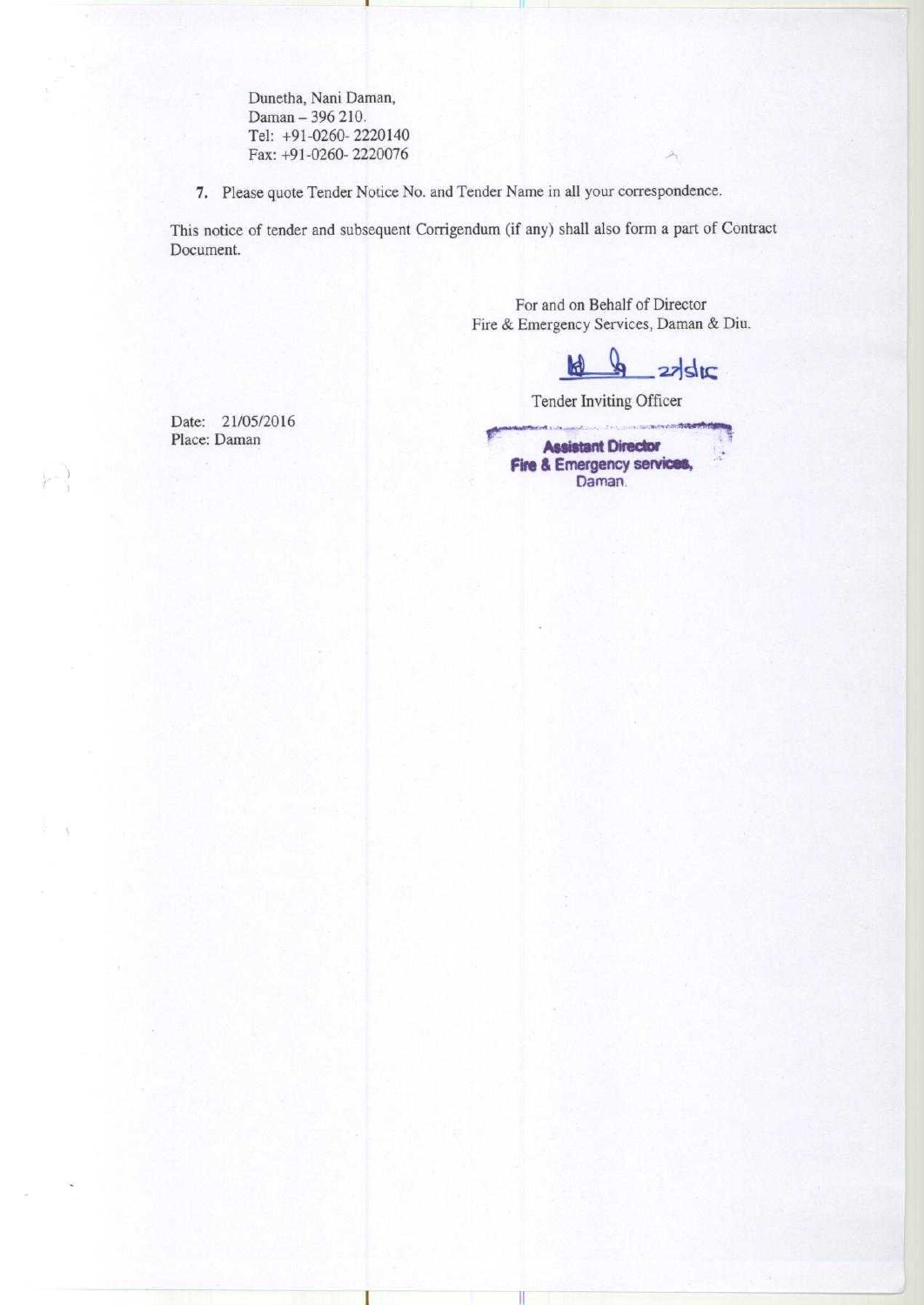Dunetha, Nani Daman,
Daman – 396 210.
Tel: +91-0260- 2220140
Fax: +91-0260- 2220076

7. Please quote Tender Notice No. and Tender Name in all your correspondence.

This notice of tender and subsequent Corrigendum (if any) shall also form a part of Contract Document.

For and on Behalf of Director
Fire & Emergency Services, Daman & Diu.

27/5/16

Tender Inviting Officer

**Assistant Director**
**Fire & Emergency services,**
Daman.

Date: 21/05/2016
Place: Daman